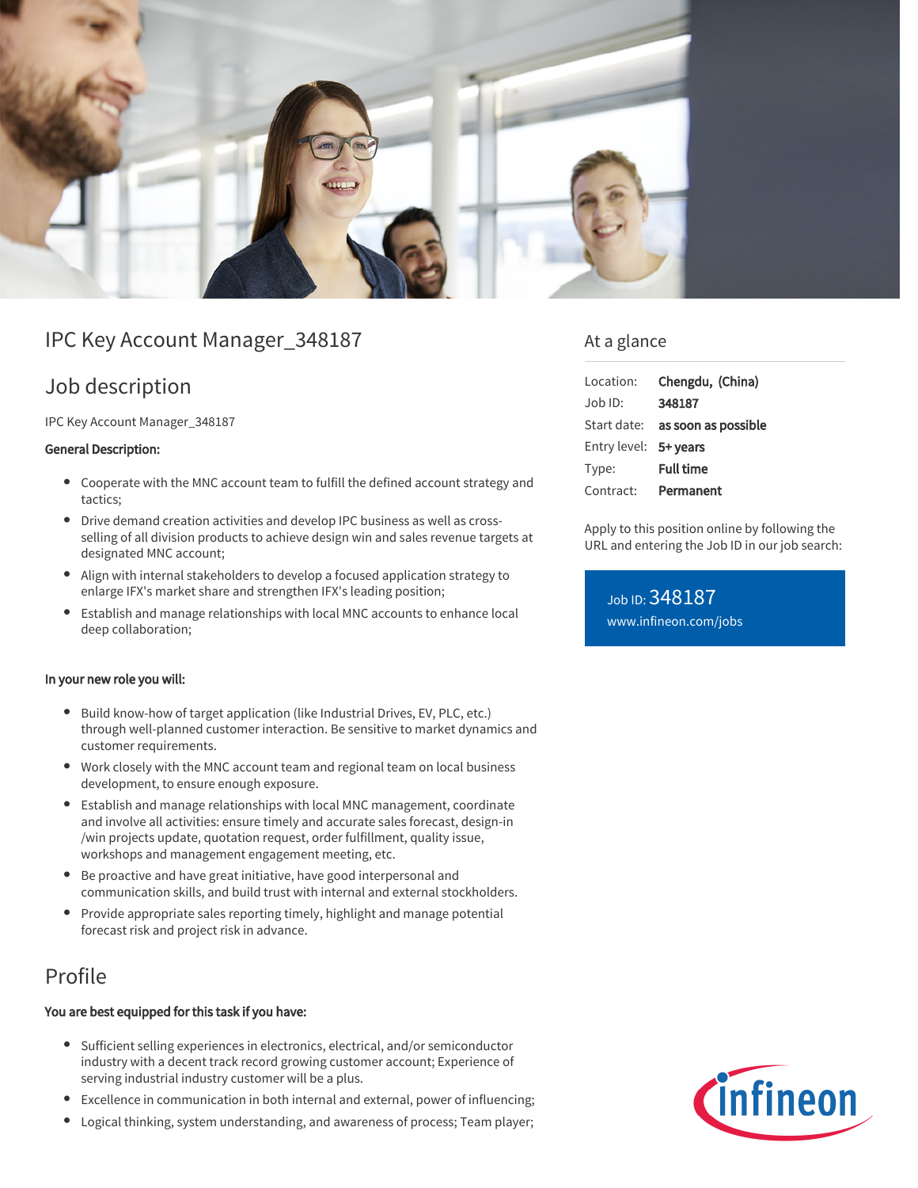# IPC Key Account Manager_348187

## Job description

IPC Key Account Manager_348187

**General Description:**

- Cooperate with the MNC account team to fulfill the defined account strategy and tactics;
- Drive demand creation activities and develop IPC business as well as cross-selling of all division products to achieve design win and sales revenue targets at designated MNC account;
- Align with internal stakeholders to develop a focused application strategy to enlarge IFX's market share and strengthen IFX's leading position;
- Establish and manage relationships with local MNC accounts to enhance local deep collaboration;

**In your new role you will:**

- Build know-how of target application (like Industrial Drives, EV, PLC, etc.) through well-planned customer interaction. Be sensitive to market dynamics and customer requirements.
- Work closely with the MNC account team and regional team on local business development, to ensure enough exposure.
- Establish and manage relationships with local MNC management, coordinate and involve all activities: ensure timely and accurate sales forecast, design-in /win projects update, quotation request, order fulfillment, quality issue, workshops and management engagement meeting, etc.
- Be proactive and have great initiative, have good interpersonal and communication skills, and build trust with internal and external stockholders.
- Provide appropriate sales reporting timely, highlight and manage potential forecast risk and project risk in advance.

## Profile

**You are best equipped for this task if you have:**

- Sufficient selling experiences in electronics, electrical, and/or semiconductor industry with a decent track record growing customer account; Experience of serving industrial industry customer will be a plus.
- Excellence in communication in both internal and external, power of influencing;
- Logical thinking, system understanding, and awareness of process; Team player;

## At a glance

| | |
|---|---|
| Location: | **Chengdu, (China)** |
| Job ID: | **348187** |
| Start date: | **as soon as possible** |
| Entry level: | **5+ years** |
| Type: | **Full time** |
| Contract: | **Permanent** |

Apply to this position online by following the URL and entering the Job ID in our job search:

Job ID: 348187
www.infineon.com/jobs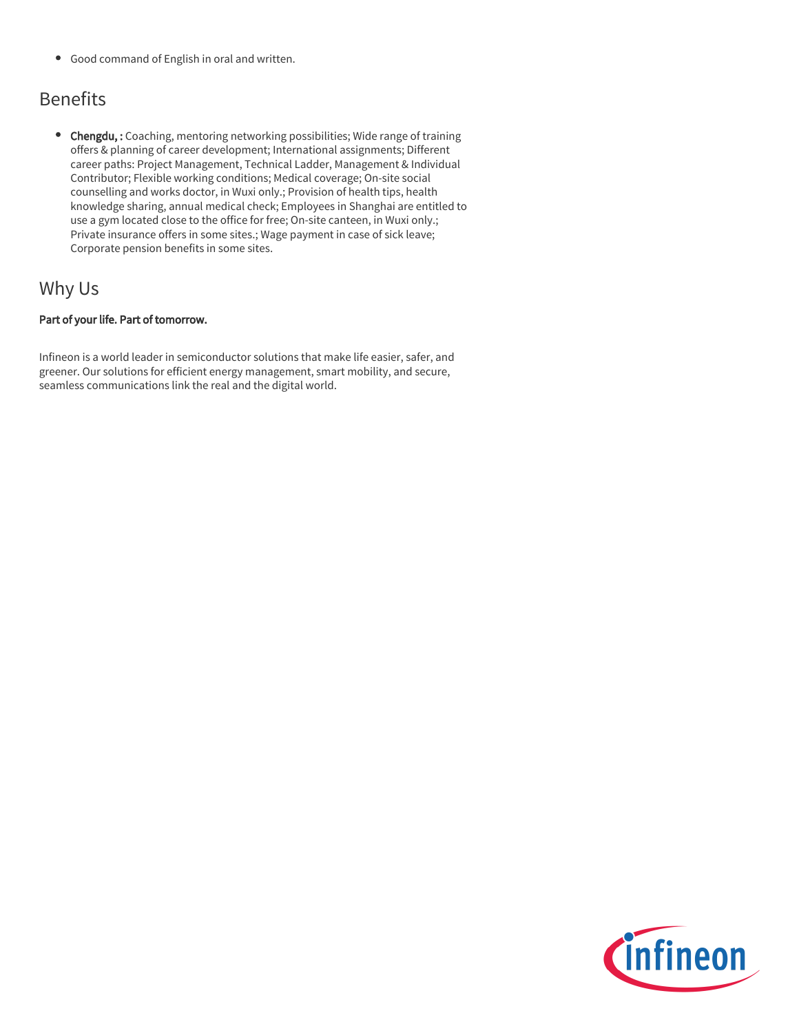- Good command of English in oral and written.

## Benefits

- **Chengdu, :** Coaching, mentoring networking possibilities; Wide range of training offers & planning of career development; International assignments; Different career paths: Project Management, Technical Ladder, Management & Individual Contributor; Flexible working conditions; Medical coverage; On-site social counselling and works doctor, in Wuxi only.; Provision of health tips, health knowledge sharing, annual medical check; Employees in Shanghai are entitled to use a gym located close to the office for free; On-site canteen, in Wuxi only.; Private insurance offers in some sites.; Wage payment in case of sick leave; Corporate pension benefits in some sites.

## Why Us

**Part of your life. Part of tomorrow.**

Infineon is a world leader in semiconductor solutions that make life easier, safer, and greener. Our solutions for efficient energy management, smart mobility, and secure, seamless communications link the real and the digital world.